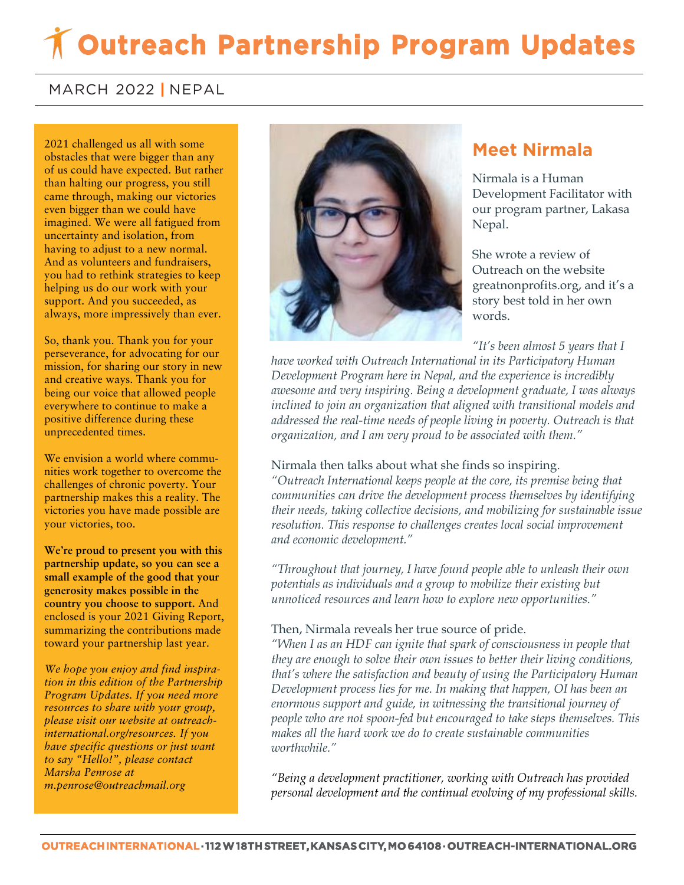# Outreach Partnership Program Updates

MARCH 2022 | NEPAL

2021 challenged us all with some obstacles that were bigger than any of us could have expected. But rather than halting our progress, you still came through, making our victories even bigger than we could have imagined. We were all fatigued from uncertainty and isolation, from having to adjust to a new normal. And as volunteers and fundraisers, you had to rethink strategies to keep helping us do our work with your support. And you succeeded, as always, more impressively than ever.

So, thank you. Thank you for your perseverance, for advocating for our mission, for sharing our story in new and creative ways. Thank you for being our voice that allowed people everywhere to continue to make a positive difference during these unprecedented times.

We envision a world where communities work together to overcome the challenges of chronic poverty. Your partnership makes this a reality. The victories you have made possible are your victories, too.

**We're proud to present you with this partnership update, so you can see a small example of the good that your generosity makes possible in the country you choose to support.** And enclosed is your 2021 Giving Report, summarizing the contributions made toward your partnership last year.

*We hope you enjoy and find inspiration in this edition of the Partnership Program Updates. If you need more resources to share with your group, please visit our website at outreach-international.org/resources. If you have specific questions or just want to say "Hello!", please contact Marsha Penrose at m.penrose@outreachmail.org*

## Meet Nirmala

Nirmala is a Human Development Facilitator with our program partner, Lakasa Nepal.

She wrote a review of Outreach on the website greatnonprofits.org, and it's a story best told in her own words.

*"It's been almost 5 years that I have worked with Outreach International in its Participatory Human Development Program here in Nepal, and the experience is incredibly awesome and very inspiring. Being a development graduate, I was always inclined to join an organization that aligned with transitional models and addressed the real-time needs of people living in poverty. Outreach is that organization, and I am very proud to be associated with them."*

Nirmala then talks about what she finds so inspiring.

*"Outreach International keeps people at the core, its premise being that communities can drive the development process themselves by identifying their needs, taking collective decisions, and mobilizing for sustainable issue resolution. This response to challenges creates local social improvement and economic development."*

*"Throughout that journey, I have found people able to unleash their own potentials as individuals and a group to mobilize their existing but unnoticed resources and learn how to explore new opportunities."*

Then, Nirmala reveals her true source of pride.

*"When I as an HDF can ignite that spark of consciousness in people that they are enough to solve their own issues to better their living conditions, that's where the satisfaction and beauty of using the Participatory Human Development process lies for me. In making that happen, OI has been an enormous support and guide, in witnessing the transitional journey of people who are not spoon-fed but encouraged to take steps themselves. This makes all the hard work we do to create sustainable communities worthwhile."*

*"Being a development practitioner, working with Outreach has provided personal development and the continual evolving of my professional skills.*

OUTREACH INTERNATIONAL · 112 W 18TH STREET, KANSAS CITY, MO 64108 · OUTREACH-INTERNATIONAL.ORG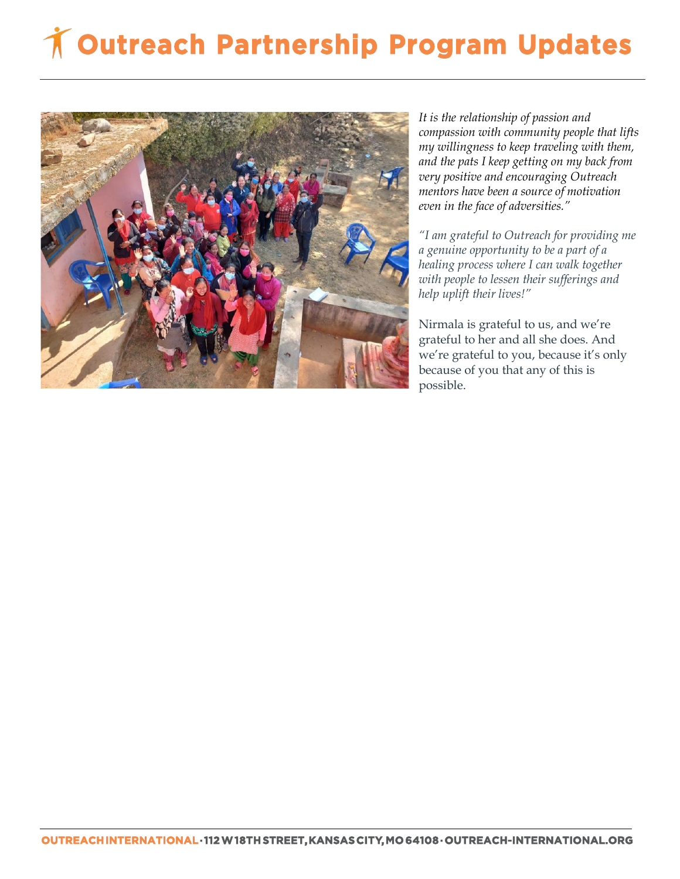# Outreach Partnership Program Updates

*It is the relationship of passion and compassion with community people that lifts my willingness to keep traveling with them, and the pats I keep getting on my back from very positive and encouraging Outreach mentors have been a source of motivation even in the face of adversities."*

*"I am grateful to Outreach for providing me a genuine opportunity to be a part of a healing process where I can walk together with people to lessen their sufferings and help uplift their lives!"*

Nirmala is grateful to us, and we're grateful to her and all she does. And we're grateful to you, because it's only because of you that any of this is possible.